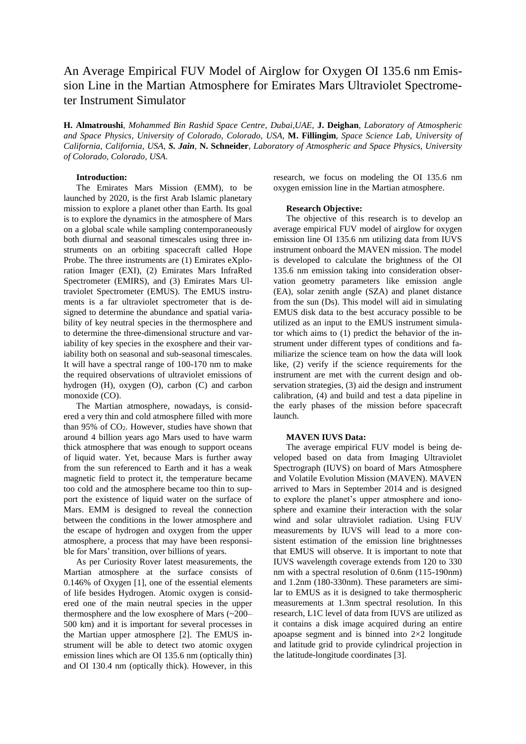# An Average Empirical FUV Model of Airglow for Oxygen OI 135.6 nm Emission Line in the Martian Atmosphere for Emirates Mars Ultraviolet Spectrometer Instrument Simulator

**H. Almatroushi**, *Mohammed Bin Rashid Space Centre, Dubai,UAE*, **J. Deighan**, *Laboratory of Atmospheric and Space Physics, University of Colorado, Colorado, USA*, **M. Fillingim**, *Space Science Lab, University of California, California, USA*, ***S. Jain***, **N. Schneider**, *Laboratory of Atmospheric and Space Physics, University of Colorado, Colorado, USA*.

**Introduction:**

The Emirates Mars Mission (EMM), to be launched by 2020, is the first Arab Islamic planetary mission to explore a planet other than Earth. Its goal is to explore the dynamics in the atmosphere of Mars on a global scale while sampling contemporaneously both diurnal and seasonal timescales using three instruments on an orbiting spacecraft called Hope Probe. The three instruments are (1) Emirates eXploration Imager (EXI), (2) Emirates Mars InfraRed Spectrometer (EMIRS), and (3) Emirates Mars Ultraviolet Spectrometer (EMUS). The EMUS instruments is a far ultraviolet spectrometer that is designed to determine the abundance and spatial variability of key neutral species in the thermosphere and to determine the three-dimensional structure and variability of key species in the exosphere and their variability both on seasonal and sub-seasonal timescales. It will have a spectral range of 100-170 nm to make the required observations of ultraviolet emissions of hydrogen (H), oxygen (O), carbon (C) and carbon monoxide (CO).

The Martian atmosphere, nowadays, is considered a very thin and cold atmosphere filled with more than 95% of $CO_2$. However, studies have shown that around 4 billion years ago Mars used to have warm thick atmosphere that was enough to support oceans of liquid water. Yet, because Mars is further away from the sun referenced to Earth and it has a weak magnetic field to protect it, the temperature became too cold and the atmosphere became too thin to support the existence of liquid water on the surface of Mars. EMM is designed to reveal the connection between the conditions in the lower atmosphere and the escape of hydrogen and oxygen from the upper atmosphere, a process that may have been responsible for Mars' transition, over billions of years.

As per Curiosity Rover latest measurements, the Martian atmosphere at the surface consists of 0.146% of Oxygen [1], one of the essential elements of life besides Hydrogen. Atomic oxygen is considered one of the main neutral species in the upper thermosphere and the low exosphere of Mars (~200–500 km) and it is important for several processes in the Martian upper atmosphere [2]. The EMUS instrument will be able to detect two atomic oxygen emission lines which are OI 135.6 nm (optically thin) and OI 130.4 nm (optically thick). However, in this research, we focus on modeling the OI 135.6 nm oxygen emission line in the Martian atmosphere.

**Research Objective:**

The objective of this research is to develop an average empirical FUV model of airglow for oxygen emission line OI 135.6 nm utilizing data from IUVS instrument onboard the MAVEN mission. The model is developed to calculate the brightness of the OI 135.6 nm emission taking into consideration observation geometry parameters like emission angle (EA), solar zenith angle (SZA) and planet distance from the sun (Ds). This model will aid in simulating EMUS disk data to the best accuracy possible to be utilized as an input to the EMUS instrument simulator which aims to (1) predict the behavior of the instrument under different types of conditions and familiarize the science team on how the data will look like, (2) verify if the science requirements for the instrument are met with the current design and observation strategies, (3) aid the design and instrument calibration, (4) and build and test a data pipeline in the early phases of the mission before spacecraft launch.

**MAVEN IUVS Data:**

The average empirical FUV model is being developed based on data from Imaging Ultraviolet Spectrograph (IUVS) on board of Mars Atmosphere and Volatile Evolution Mission (MAVEN). MAVEN arrived to Mars in September 2014 and is designed to explore the planet's upper atmosphere and ionosphere and examine their interaction with the solar wind and solar ultraviolet radiation. Using FUV measurements by IUVS will lead to a more consistent estimation of the emission line brightnesses that EMUS will observe. It is important to note that IUVS wavelength coverage extends from 120 to 330 nm with a spectral resolution of 0.6nm (115-190nm) and 1.2nm (180-330nm). These parameters are similar to EMUS as it is designed to take thermospheric measurements at 1.3nm spectral resolution. In this research, L1C level of data from IUVS are utilized as it contains a disk image acquired during an entire apoapse segment and is binned into 2×2 longitude and latitude grid to provide cylindrical projection in the latitude-longitude coordinates [3].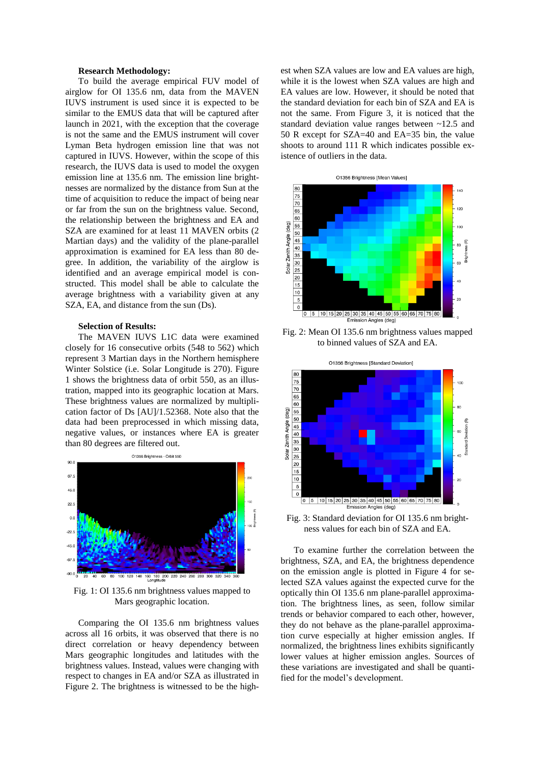**Research Methodology:**

To build the average empirical FUV model of airglow for OI 135.6 nm, data from the MAVEN IUVS instrument is used since it is expected to be similar to the EMUS data that will be captured after launch in 2021, with the exception that the coverage is not the same and the EMUS instrument will cover Lyman Beta hydrogen emission line that was not captured in IUVS. However, within the scope of this research, the IUVS data is used to model the oxygen emission line at 135.6 nm. The emission line brightnesses are normalized by the distance from Sun at the time of acquisition to reduce the impact of being near or far from the sun on the brightness value. Second, the relationship between the brightness and EA and SZA are examined for at least 11 MAVEN orbits (2 Martian days) and the validity of the plane-parallel approximation is examined for EA less than 80 degree. In addition, the variability of the airglow is identified and an average empirical model is constructed. This model shall be able to calculate the average brightness with a variability given at any SZA, EA, and distance from the sun (Ds).

**Selection of Results:**

The MAVEN IUVS L1C data were examined closely for 16 consecutive orbits (548 to 562) which represent 3 Martian days in the Northern hemisphere Winter Solstice (i.e. Solar Longitude is 270). Figure 1 shows the brightness data of orbit 550, as an illustration, mapped into its geographic location at Mars. These brightness values are normalized by multiplication factor of Ds [AU]/1.52368. Note also that the data had been preprocessed in which missing data, negative values, or instances where EA is greater than 80 degrees are filtered out.

Fig. 1: OI 135.6 nm brightness values mapped to Mars geographic location.

Comparing the OI 135.6 nm brightness values across all 16 orbits, it was observed that there is no direct correlation or heavy dependency between Mars geographic longitudes and latitudes with the brightness values. Instead, values were changing with respect to changes in EA and/or SZA as illustrated in Figure 2. The brightness is witnessed to be the highest when SZA values are low and EA values are high, while it is the lowest when SZA values are high and EA values are low. However, it should be noted that the standard deviation for each bin of SZA and EA is not the same. From Figure 3, it is noticed that the standard deviation value ranges between ~12.5 and 50 R except for SZA=40 and EA=35 bin, the value shoots to around 111 R which indicates possible existence of outliers in the data.

Fig. 2: Mean OI 135.6 nm brightness values mapped to binned values of SZA and EA.

Fig. 3: Standard deviation for OI 135.6 nm brightness values for each bin of SZA and EA.

To examine further the correlation between the brightness, SZA, and EA, the brightness dependence on the emission angle is plotted in Figure 4 for selected SZA values against the expected curve for the optically thin OI 135.6 nm plane-parallel approximation. The brightness lines, as seen, follow similar trends or behavior compared to each other, however, they do not behave as the plane-parallel approximation curve especially at higher emission angles. If normalized, the brightness lines exhibits significantly lower values at higher emission angles. Sources of these variations are investigated and shall be quantified for the model's development.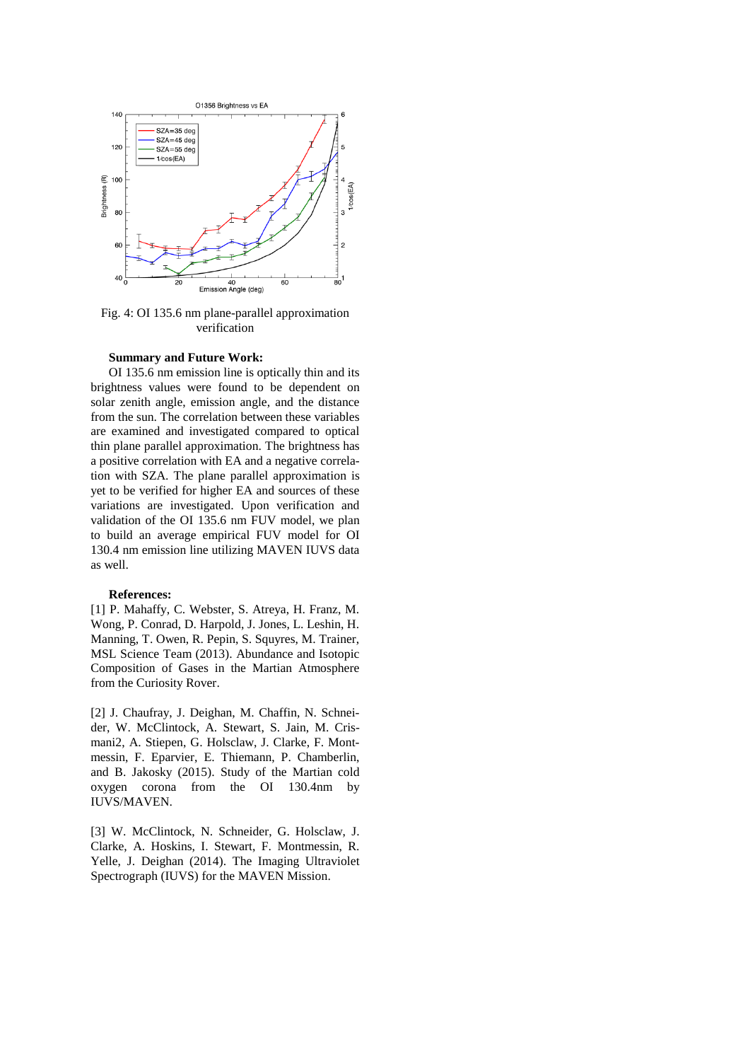OI356 Brightness vs EA

Brightness (R)

1/cos(EA)

Emission Angle (deg)

SZA=35 deg
SZA=45 deg
SZA=55 deg
1/cos(EA)

140
120
100
80
60
40

6
5
4
3
2
1

0
20
40
60
80

Fig. 4: OI 135.6 nm plane-parallel approximation verification

**Summary and Future Work:**

OI 135.6 nm emission line is optically thin and its brightness values were found to be dependent on solar zenith angle, emission angle, and the distance from the sun. The correlation between these variables are examined and investigated compared to optical thin plane parallel approximation. The brightness has a positive correlation with EA and a negative correlation with SZA. The plane parallel approximation is yet to be verified for higher EA and sources of these variations are investigated. Upon verification and validation of the OI 135.6 nm FUV model, we plan to build an average empirical FUV model for OI 130.4 nm emission line utilizing MAVEN IUVS data as well.

**References:**

[1] P. Mahaffy, C. Webster, S. Atreya, H. Franz, M. Wong, P. Conrad, D. Harpold, J. Jones, L. Leshin, H. Manning, T. Owen, R. Pepin, S. Squyres, M. Trainer, MSL Science Team (2013). Abundance and Isotopic Composition of Gases in the Martian Atmosphere from the Curiosity Rover.

[2] J. Chaufray, J. Deighan, M. Chaffin, N. Schneider, W. McClintock, A. Stewart, S. Jain, M. Crismani2, A. Stiepen, G. Holsclaw, J. Clarke, F. Montmessin, F. Eparvier, E. Thiemann, P. Chamberlin, and B. Jakosky (2015). Study of the Martian cold oxygen corona from the OI 130.4nm by IUVS/MAVEN.

[3] W. McClintock, N. Schneider, G. Holsclaw, J. Clarke, A. Hoskins, I. Stewart, F. Montmessin, R. Yelle, J. Deighan (2014). The Imaging Ultraviolet Spectrograph (IUVS) for the MAVEN Mission.